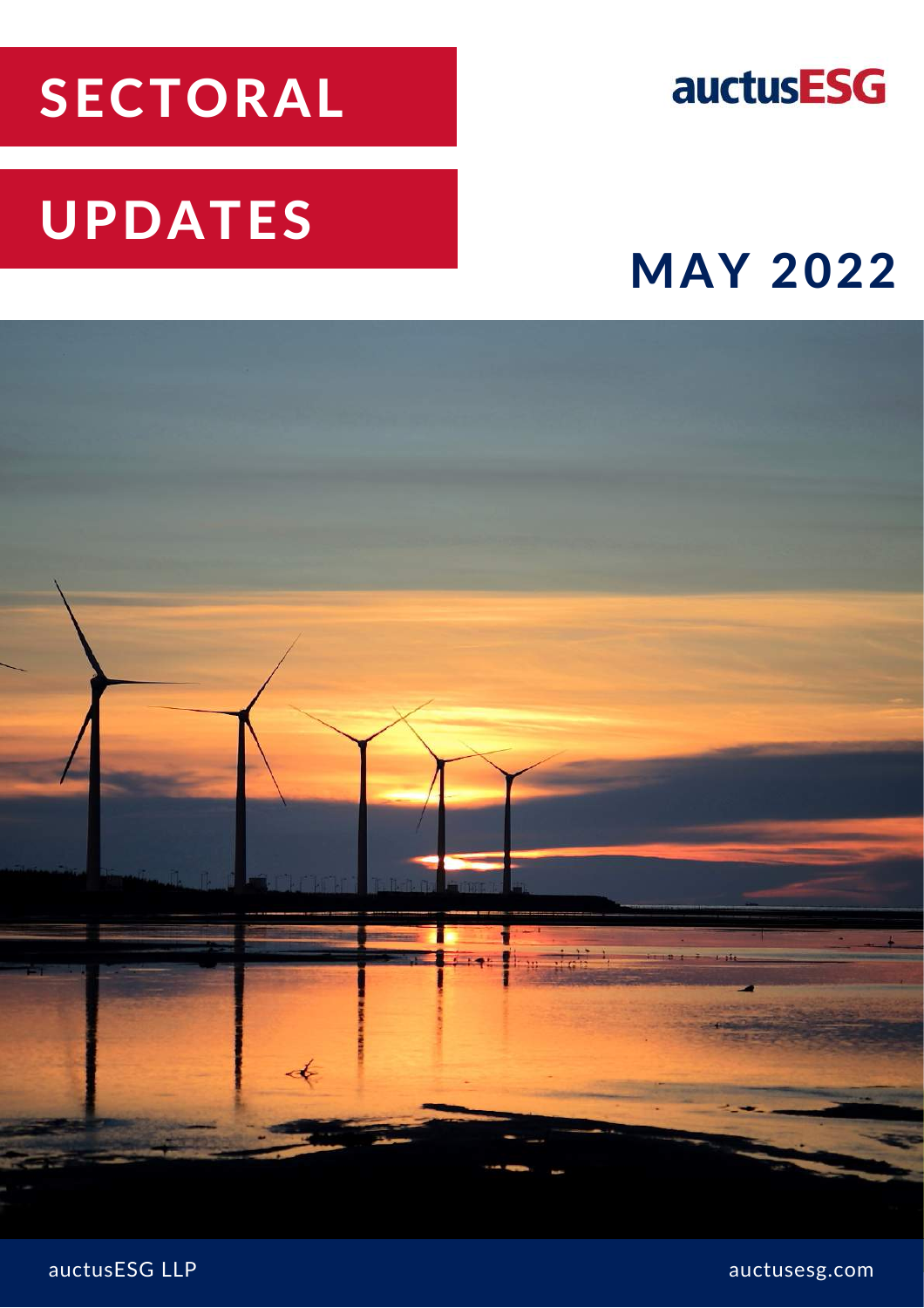# SECTORAL UPDATES

auctusESG

## MAY 2022

auctusESG LLP

auctusesg.com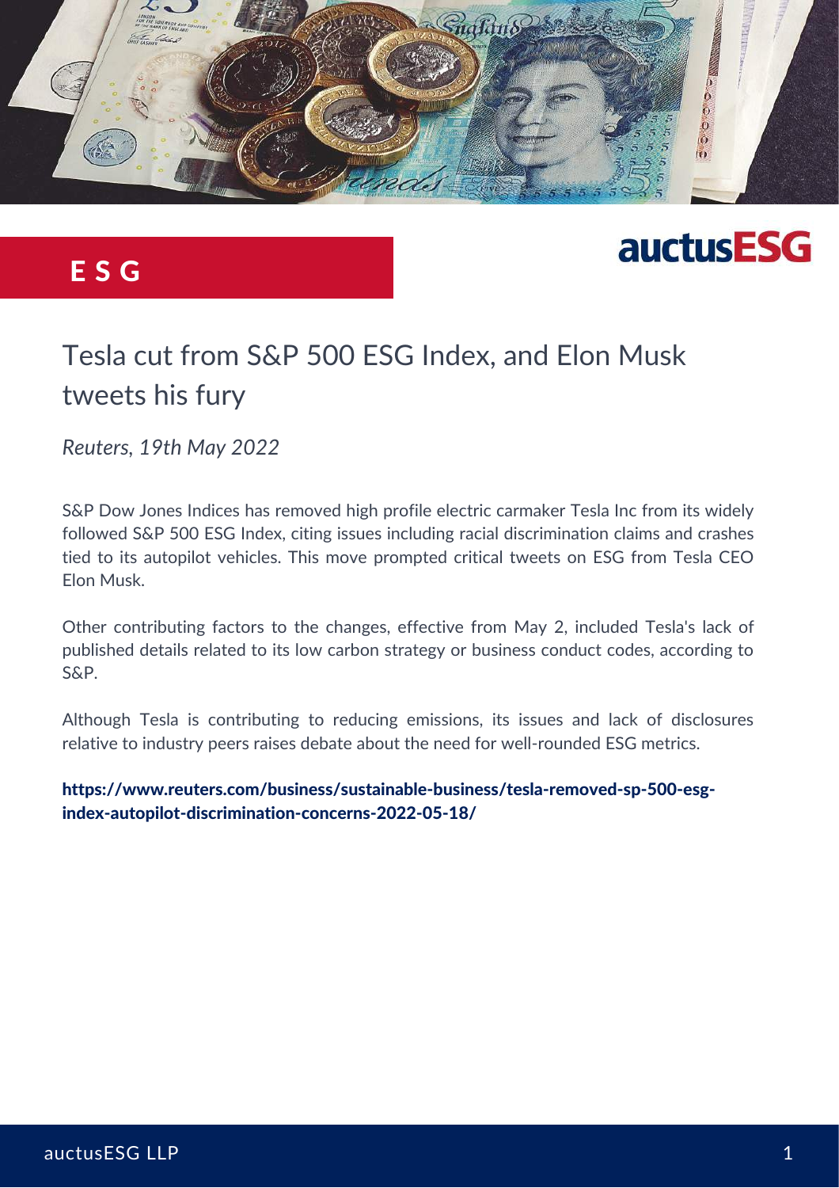**E S G**

**auctusESG**

# Tesla cut from S&P 500 ESG Index, and Elon Musk tweets his fury

*Reuters, 19th May 2022*

S&P Dow Jones Indices has removed high profile electric carmaker Tesla Inc from its widely followed S&P 500 ESG Index, citing issues including racial discrimination claims and crashes tied to its autopilot vehicles. This move prompted critical tweets on ESG from Tesla CEO Elon Musk.

Other contributing factors to the changes, effective from May 2, included Tesla's lack of published details related to its low carbon strategy or business conduct codes, according to S&P.

Although Tesla is contributing to reducing emissions, its issues and lack of disclosures relative to industry peers raises debate about the need for well-rounded ESG metrics.

**https://www.reuters.com/business/sustainable-business/tesla-removed-sp-500-esg-index-autopilot-discrimination-concerns-2022-05-18/**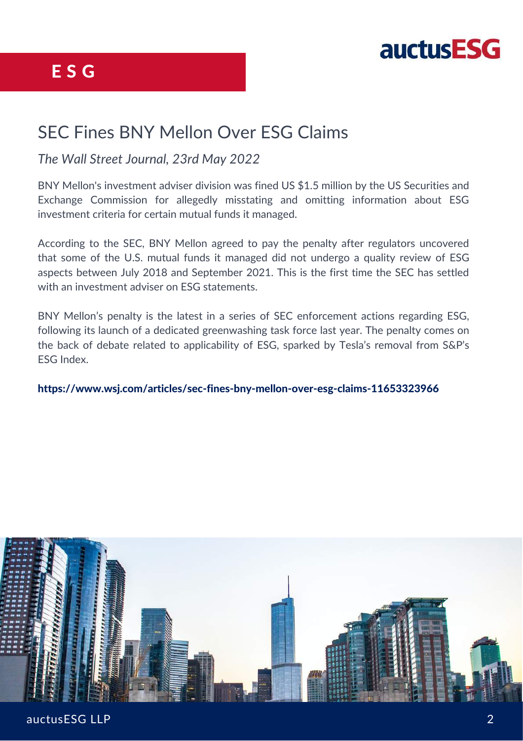# ESG

## SEC Fines BNY Mellon Over ESG Claims

*The Wall Street Journal, 23rd May 2022*

BNY Mellon's investment adviser division was fined US $1.5 million by the US Securities and Exchange Commission for allegedly misstating and omitting information about ESG investment criteria for certain mutual funds it managed.

According to the SEC, BNY Mellon agreed to pay the penalty after regulators uncovered that some of the U.S. mutual funds it managed did not undergo a quality review of ESG aspects between July 2018 and September 2021. This is the first time the SEC has settled with an investment adviser on ESG statements.

BNY Mellon's penalty is the latest in a series of SEC enforcement actions regarding ESG, following its launch of a dedicated greenwashing task force last year. The penalty comes on the back of debate related to applicability of ESG, sparked by Tesla's removal from S&P's ESG Index.

**https://www.wsj.com/articles/sec-fines-bny-mellon-over-esg-claims-11653323966**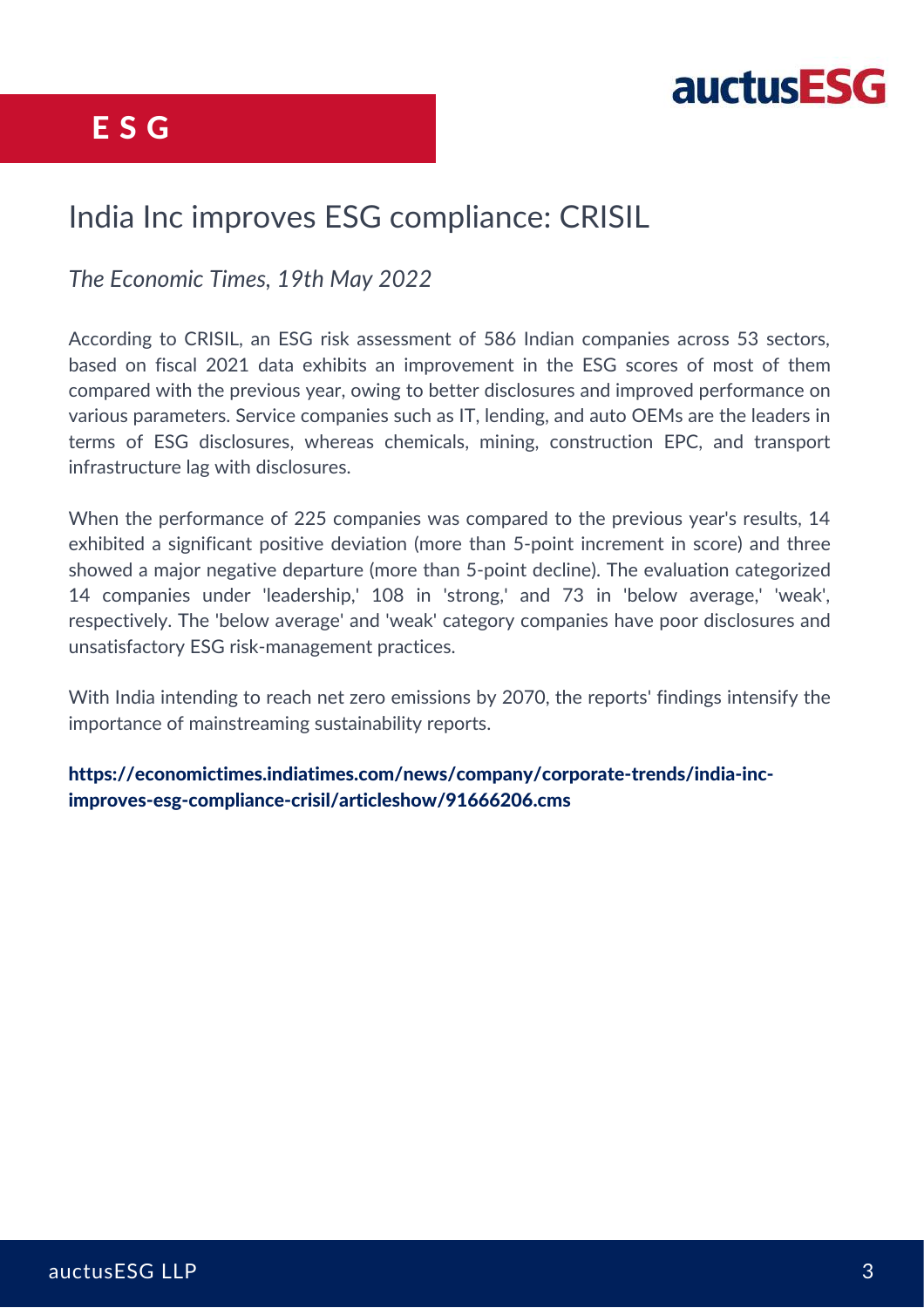# E S G

## India Inc improves ESG compliance: CRISIL

*The Economic Times, 19th May 2022*

According to CRISIL, an ESG risk assessment of 586 Indian companies across 53 sectors, based on fiscal 2021 data exhibits an improvement in the ESG scores of most of them compared with the previous year, owing to better disclosures and improved performance on various parameters. Service companies such as IT, lending, and auto OEMs are the leaders in terms of ESG disclosures, whereas chemicals, mining, construction EPC, and transport infrastructure lag with disclosures.

When the performance of 225 companies was compared to the previous year's results, 14 exhibited a significant positive deviation (more than 5-point increment in score) and three showed a major negative departure (more than 5-point decline). The evaluation categorized 14 companies under 'leadership,' 108 in 'strong,' and 73 in 'below average,' 'weak', respectively. The 'below average' and 'weak' category companies have poor disclosures and unsatisfactory ESG risk-management practices.

With India intending to reach net zero emissions by 2070, the reports' findings intensify the importance of mainstreaming sustainability reports.

**https://economictimes.indiatimes.com/news/company/corporate-trends/india-inc-improves-esg-compliance-crisil/articleshow/91666206.cms**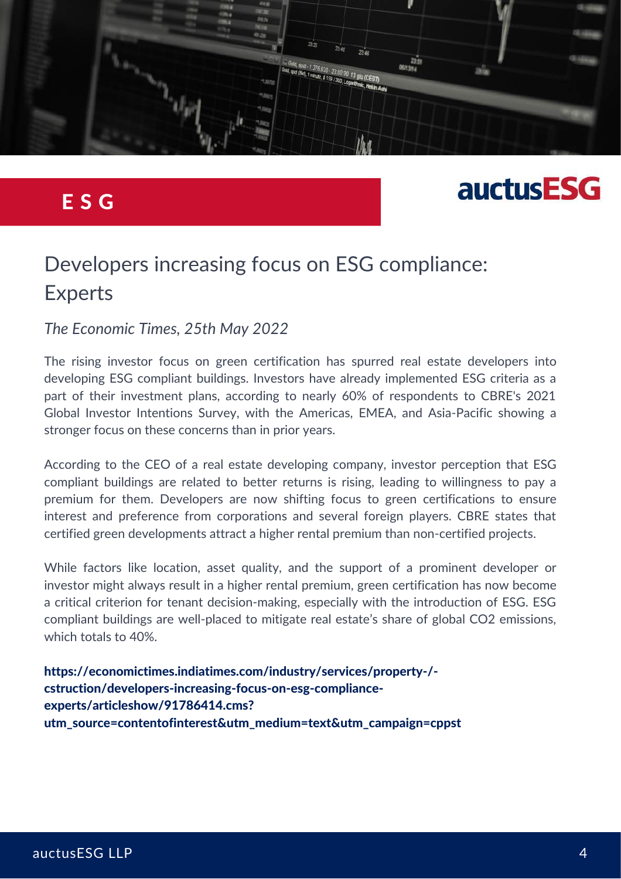# E S G

## Developers increasing focus on ESG compliance: Experts

*The Economic Times, 25th May 2022*

The rising investor focus on green certification has spurred real estate developers into developing ESG compliant buildings. Investors have already implemented ESG criteria as a part of their investment plans, according to nearly 60% of respondents to CBRE's 2021 Global Investor Intentions Survey, with the Americas, EMEA, and Asia-Pacific showing a stronger focus on these concerns than in prior years.

According to the CEO of a real estate developing company, investor perception that ESG compliant buildings are related to better returns is rising, leading to willingness to pay a premium for them. Developers are now shifting focus to green certifications to ensure interest and preference from corporations and several foreign players. CBRE states that certified green developments attract a higher rental premium than non-certified projects.

While factors like location, asset quality, and the support of a prominent developer or investor might always result in a higher rental premium, green certification has now become a critical criterion for tenant decision-making, especially with the introduction of ESG. ESG compliant buildings are well-placed to mitigate real estate's share of global $CO_2$ emissions, which totals to 40%.

**https://economictimes.indiatimes.com/industry/services/property-/-cstruction/developers-increasing-focus-on-esg-compliance-experts/articleshow/91786414.cms?utm_source=contentofinterest&utm_medium=text&utm_campaign=cppst**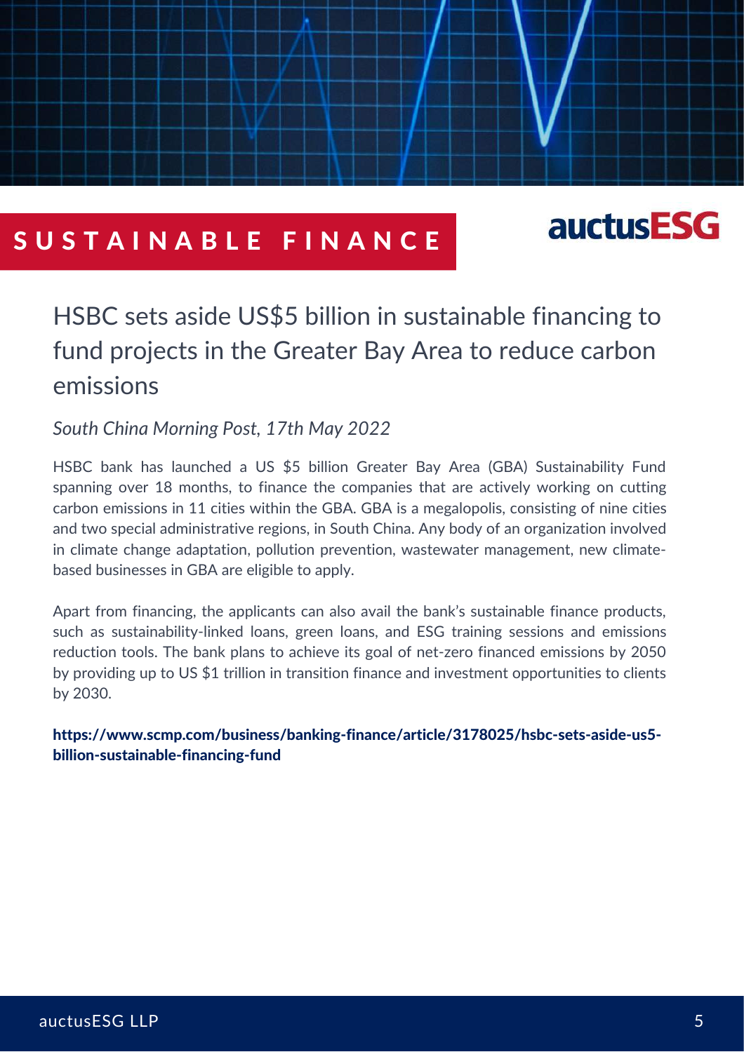# SUSTAINABLE FINANCE

auctusESG

## HSBC sets aside US$5 billion in sustainable financing to fund projects in the Greater Bay Area to reduce carbon emissions

*South China Morning Post, 17th May 2022*

HSBC bank has launched a US $5 billion Greater Bay Area (GBA) Sustainability Fund spanning over 18 months, to finance the companies that are actively working on cutting carbon emissions in 11 cities within the GBA. GBA is a megalopolis, consisting of nine cities and two special administrative regions, in South China. Any body of an organization involved in climate change adaptation, pollution prevention, wastewater management, new climate-based businesses in GBA are eligible to apply.

Apart from financing, the applicants can also avail the bank's sustainable finance products, such as sustainability-linked loans, green loans, and ESG training sessions and emissions reduction tools. The bank plans to achieve its goal of net-zero financed emissions by 2050 by providing up to US $1 trillion in transition finance and investment opportunities to clients by 2030.

**https://www.scmp.com/business/banking-finance/article/3178025/hsbc-sets-aside-us5-billion-sustainable-financing-fund**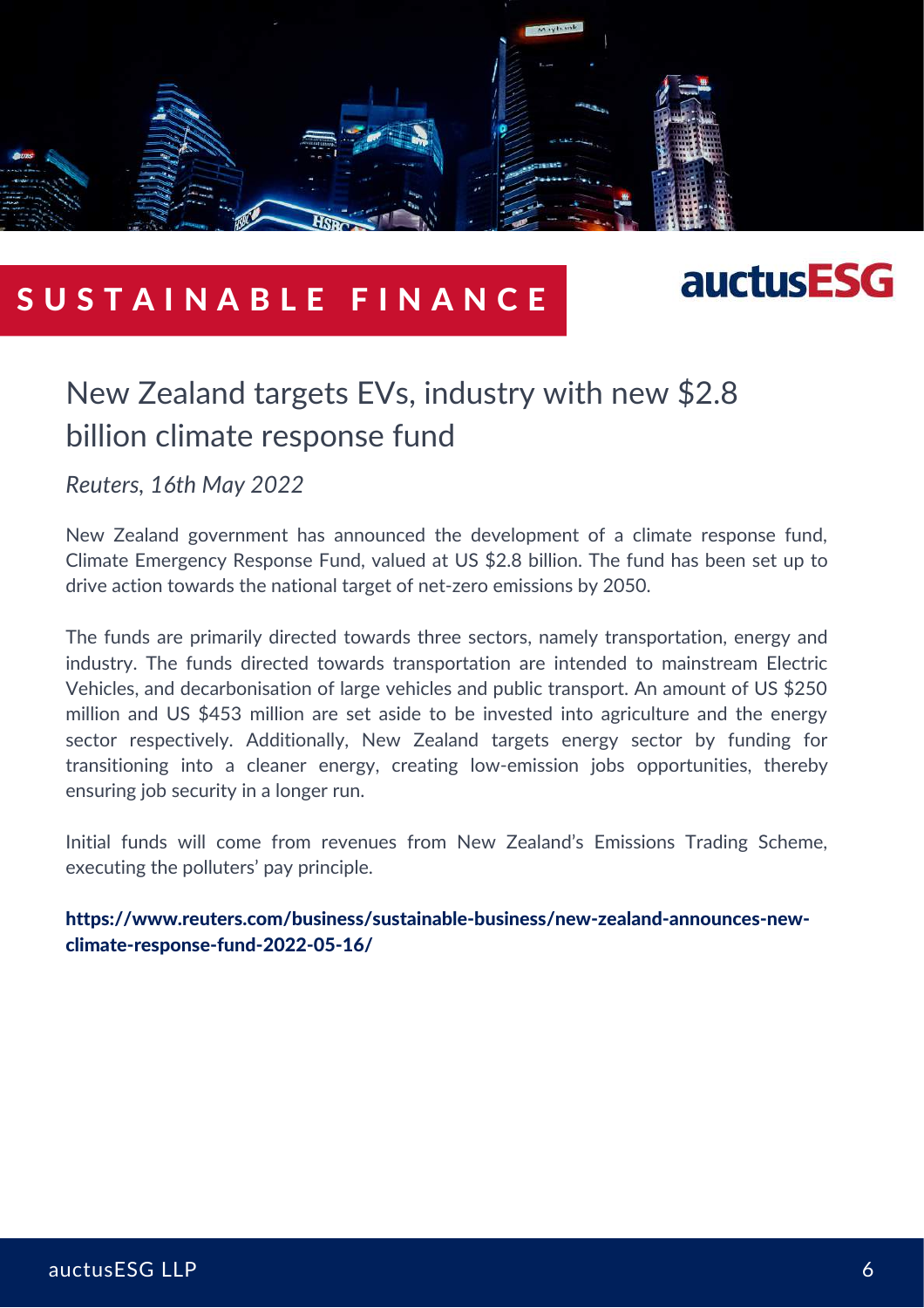# SUSTAINABLE FINANCE

## New Zealand targets EVs, industry with new $2.8 billion climate response fund

*Reuters, 16th May 2022*

New Zealand government has announced the development of a climate response fund, Climate Emergency Response Fund, valued at US $2.8 billion. The fund has been set up to drive action towards the national target of net-zero emissions by 2050.

The funds are primarily directed towards three sectors, namely transportation, energy and industry. The funds directed towards transportation are intended to mainstream Electric Vehicles, and decarbonisation of large vehicles and public transport. An amount of US $250 million and US $453 million are set aside to be invested into agriculture and the energy sector respectively. Additionally, New Zealand targets energy sector by funding for transitioning into a cleaner energy, creating low-emission jobs opportunities, thereby ensuring job security in a longer run.

Initial funds will come from revenues from New Zealand's Emissions Trading Scheme, executing the polluters' pay principle.

**https://www.reuters.com/business/sustainable-business/new-zealand-announces-new-climate-response-fund-2022-05-16/**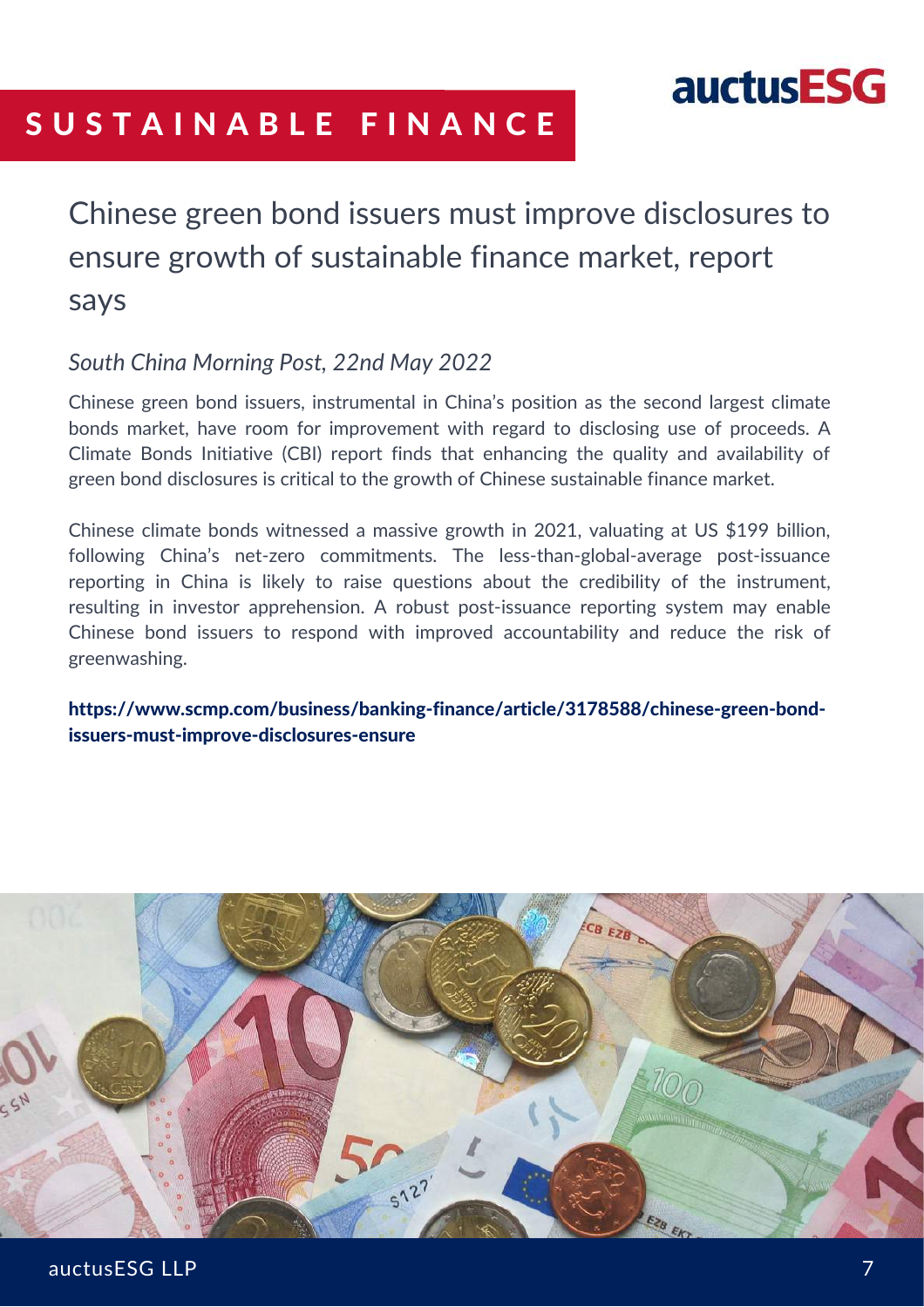# SUSTAINABLE FINANCE

## Chinese green bond issuers must improve disclosures to ensure growth of sustainable finance market, report says

*South China Morning Post, 22nd May 2022*

Chinese green bond issuers, instrumental in China's position as the second largest climate bonds market, have room for improvement with regard to disclosing use of proceeds. A Climate Bonds Initiative (CBI) report finds that enhancing the quality and availability of green bond disclosures is critical to the growth of Chinese sustainable finance market.

Chinese climate bonds witnessed a massive growth in 2021, valuating at US $199 billion, following China's net-zero commitments. The less-than-global-average post-issuance reporting in China is likely to raise questions about the credibility of the instrument, resulting in investor apprehension. A robust post-issuance reporting system may enable Chinese bond issuers to respond with improved accountability and reduce the risk of greenwashing.

**https://www.scmp.com/business/banking-finance/article/3178588/chinese-green-bond-issuers-must-improve-disclosures-ensure**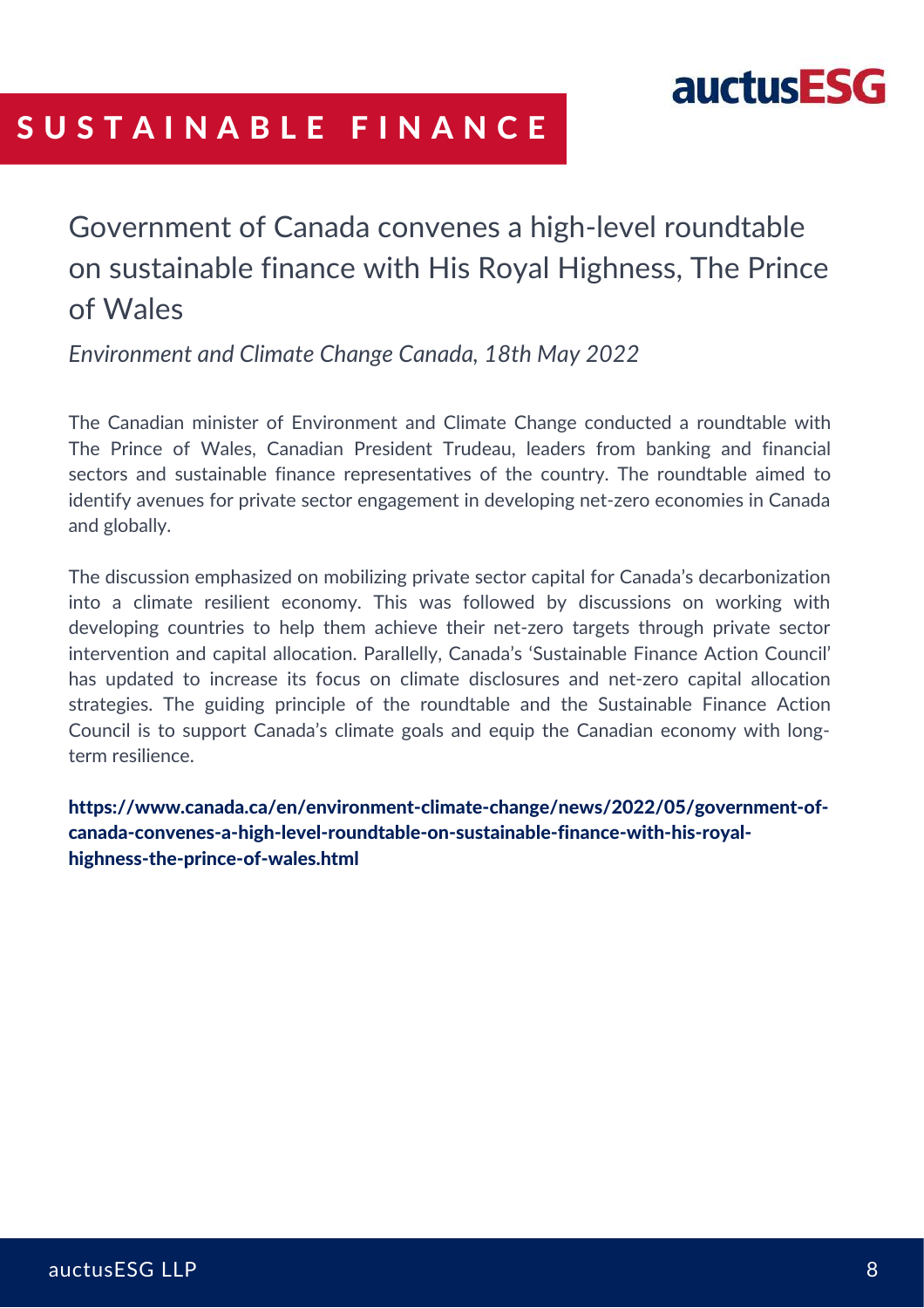# SUSTAINABLE FINANCE

## Government of Canada convenes a high-level roundtable on sustainable finance with His Royal Highness, The Prince of Wales

*Environment and Climate Change Canada, 18th May 2022*

The Canadian minister of Environment and Climate Change conducted a roundtable with The Prince of Wales, Canadian President Trudeau, leaders from banking and financial sectors and sustainable finance representatives of the country. The roundtable aimed to identify avenues for private sector engagement in developing net-zero economies in Canada and globally.

The discussion emphasized on mobilizing private sector capital for Canada's decarbonization into a climate resilient economy. This was followed by discussions on working with developing countries to help them achieve their net-zero targets through private sector intervention and capital allocation. Parallelly, Canada's 'Sustainable Finance Action Council' has updated to increase its focus on climate disclosures and net-zero capital allocation strategies. The guiding principle of the roundtable and the Sustainable Finance Action Council is to support Canada's climate goals and equip the Canadian economy with long-term resilience.

**https://www.canada.ca/en/environment-climate-change/news/2022/05/government-of-canada-convenes-a-high-level-roundtable-on-sustainable-finance-with-his-royal-highness-the-prince-of-wales.html**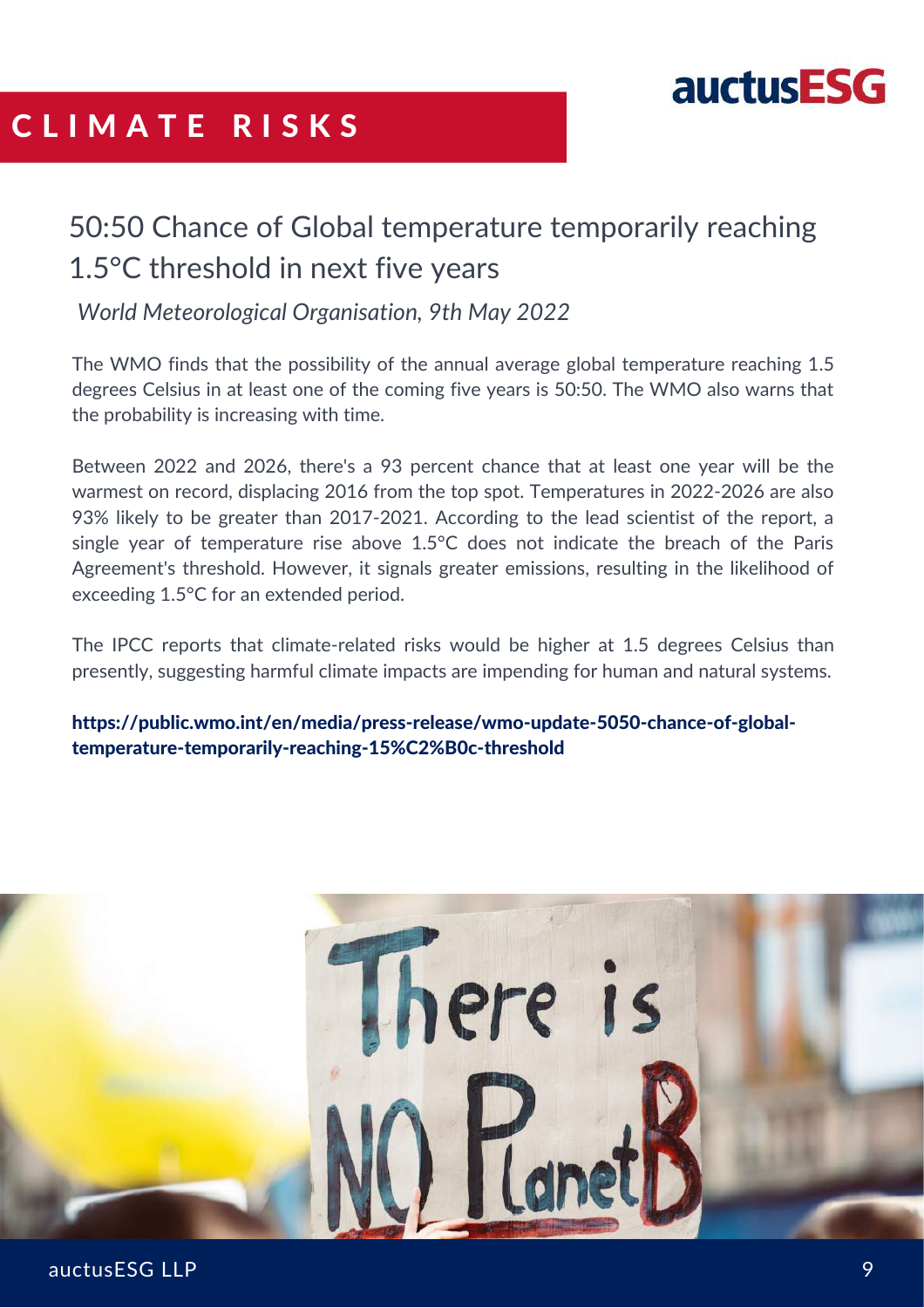# CLIMATE RISKS

## 50:50 Chance of Global temperature temporarily reaching 1.5°C threshold in next five years

*World Meteorological Organisation, 9th May 2022*

The WMO finds that the possibility of the annual average global temperature reaching 1.5 degrees Celsius in at least one of the coming five years is 50:50. The WMO also warns that the probability is increasing with time.

Between 2022 and 2026, there's a 93 percent chance that at least one year will be the warmest on record, displacing 2016 from the top spot. Temperatures in 2022-2026 are also 93% likely to be greater than 2017-2021. According to the lead scientist of the report, a single year of temperature rise above 1.5°C does not indicate the breach of the Paris Agreement's threshold. However, it signals greater emissions, resulting in the likelihood of exceeding 1.5°C for an extended period.

The IPCC reports that climate-related risks would be higher at 1.5 degrees Celsius than presently, suggesting harmful climate impacts are impending for human and natural systems.

**https://public.wmo.int/en/media/press-release/wmo-update-5050-chance-of-global-temperature-temporarily-reaching-15%C2%B0c-threshold**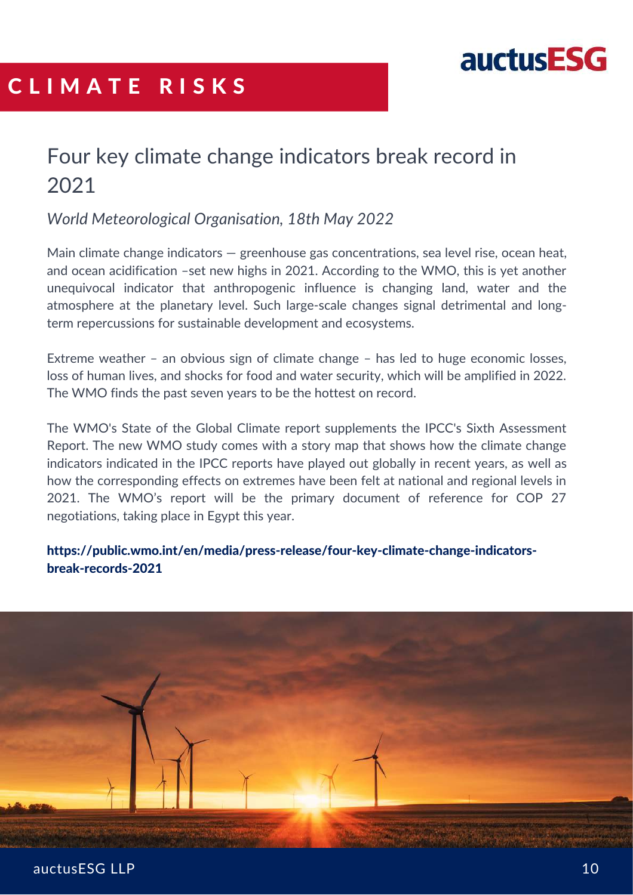# CLIMATE RISKS

## Four key climate change indicators break record in 2021

*World Meteorological Organisation, 18th May 2022*

Main climate change indicators — greenhouse gas concentrations, sea level rise, ocean heat, and ocean acidification –set new highs in 2021. According to the WMO, this is yet another unequivocal indicator that anthropogenic influence is changing land, water and the atmosphere at the planetary level. Such large-scale changes signal detrimental and long-term repercussions for sustainable development and ecosystems.

Extreme weather – an obvious sign of climate change – has led to huge economic losses, loss of human lives, and shocks for food and water security, which will be amplified in 2022. The WMO finds the past seven years to be the hottest on record.

The WMO's State of the Global Climate report supplements the IPCC's Sixth Assessment Report. The new WMO study comes with a story map that shows how the climate change indicators indicated in the IPCC reports have played out globally in recent years, as well as how the corresponding effects on extremes have been felt at national and regional levels in 2021. The WMO's report will be the primary document of reference for COP 27 negotiations, taking place in Egypt this year.

**https://public.wmo.int/en/media/press-release/four-key-climate-change-indicators-break-records-2021**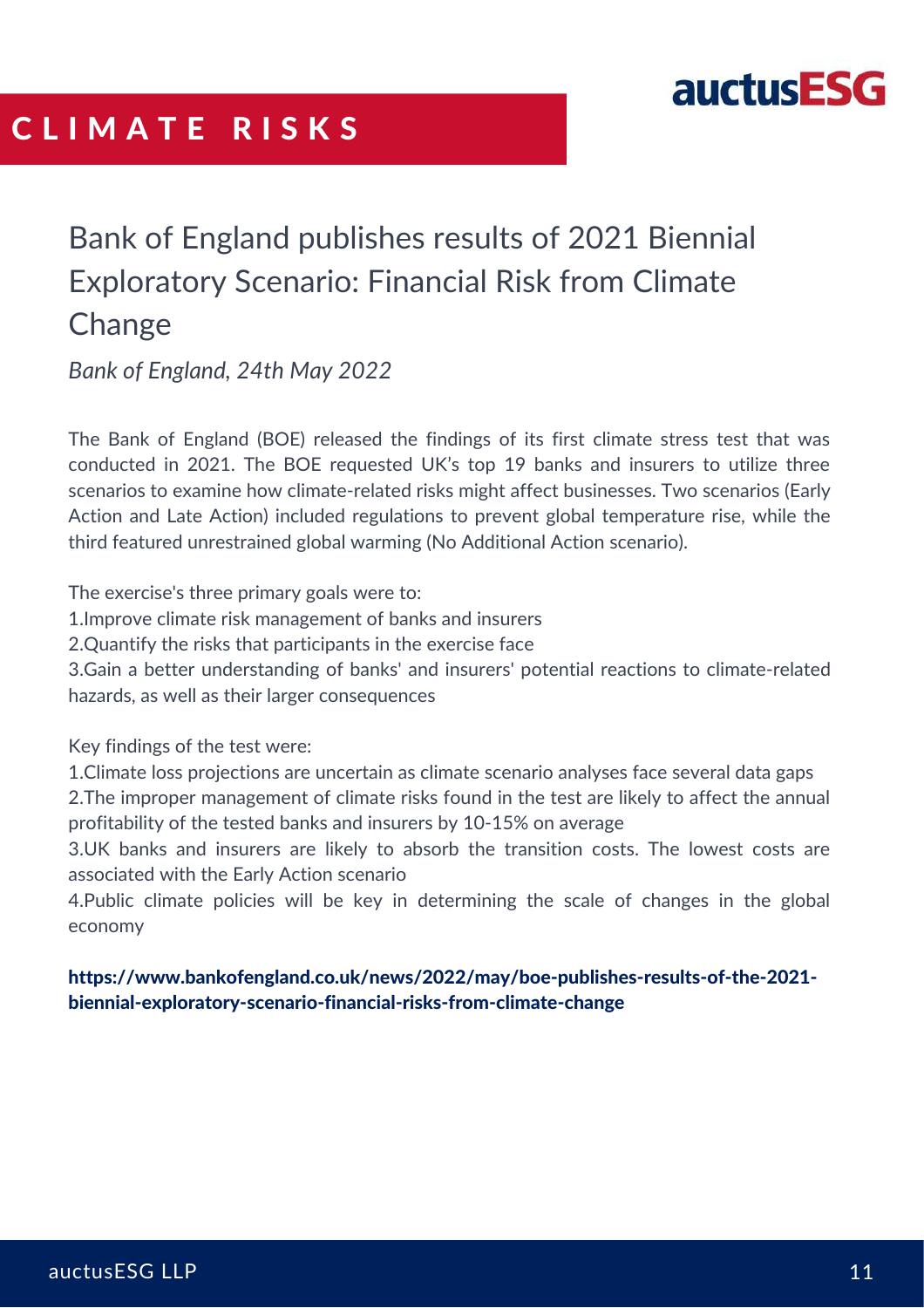# CLIMATE RISKS

## Bank of England publishes results of 2021 Biennial Exploratory Scenario: Financial Risk from Climate Change

*Bank of England, 24th May 2022*

The Bank of England (BOE) released the findings of its first climate stress test that was conducted in 2021. The BOE requested UK's top 19 banks and insurers to utilize three scenarios to examine how climate-related risks might affect businesses. Two scenarios (Early Action and Late Action) included regulations to prevent global temperature rise, while the third featured unrestrained global warming (No Additional Action scenario).

The exercise's three primary goals were to:

1. Improve climate risk management of banks and insurers
2. Quantify the risks that participants in the exercise face
3. Gain a better understanding of banks' and insurers' potential reactions to climate-related hazards, as well as their larger consequences

Key findings of the test were:

1. Climate loss projections are uncertain as climate scenario analyses face several data gaps
2. The improper management of climate risks found in the test are likely to affect the annual profitability of the tested banks and insurers by 10-15% on average
3. UK banks and insurers are likely to absorb the transition costs. The lowest costs are associated with the Early Action scenario
4. Public climate policies will be key in determining the scale of changes in the global economy

**https://www.bankofengland.co.uk/news/2022/may/boe-publishes-results-of-the-2021-biennial-exploratory-scenario-financial-risks-from-climate-change**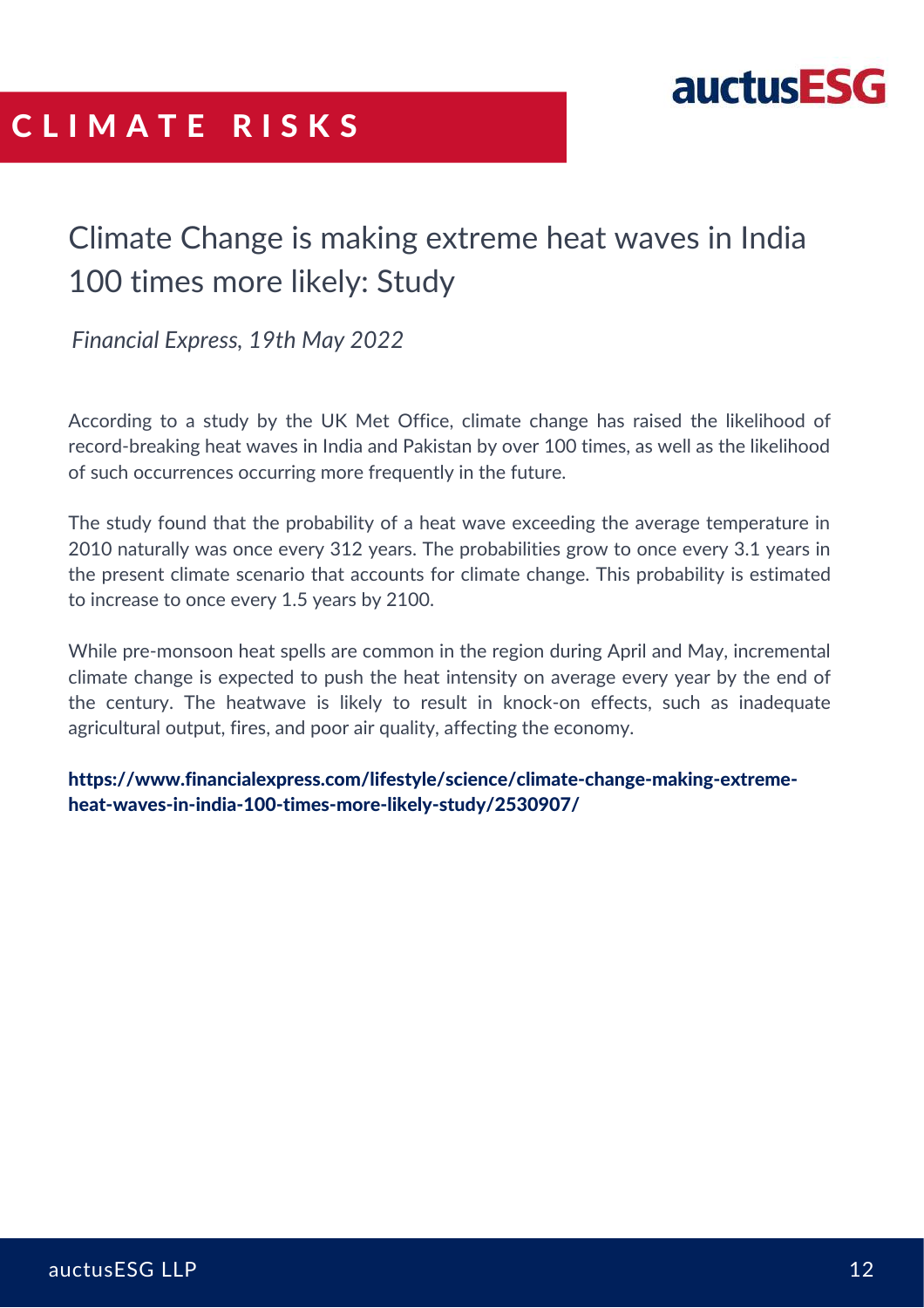# CLIMATE RISKS

## Climate Change is making extreme heat waves in India 100 times more likely: Study

*Financial Express, 19th May 2022*

According to a study by the UK Met Office, climate change has raised the likelihood of record-breaking heat waves in India and Pakistan by over 100 times, as well as the likelihood of such occurrences occurring more frequently in the future.

The study found that the probability of a heat wave exceeding the average temperature in 2010 naturally was once every 312 years. The probabilities grow to once every 3.1 years in the present climate scenario that accounts for climate change. This probability is estimated to increase to once every 1.5 years by 2100.

While pre-monsoon heat spells are common in the region during April and May, incremental climate change is expected to push the heat intensity on average every year by the end of the century. The heatwave is likely to result in knock-on effects, such as inadequate agricultural output, fires, and poor air quality, affecting the economy.

**https://www.financialexpress.com/lifestyle/science/climate-change-making-extreme-heat-waves-in-india-100-times-more-likely-study/2530907/**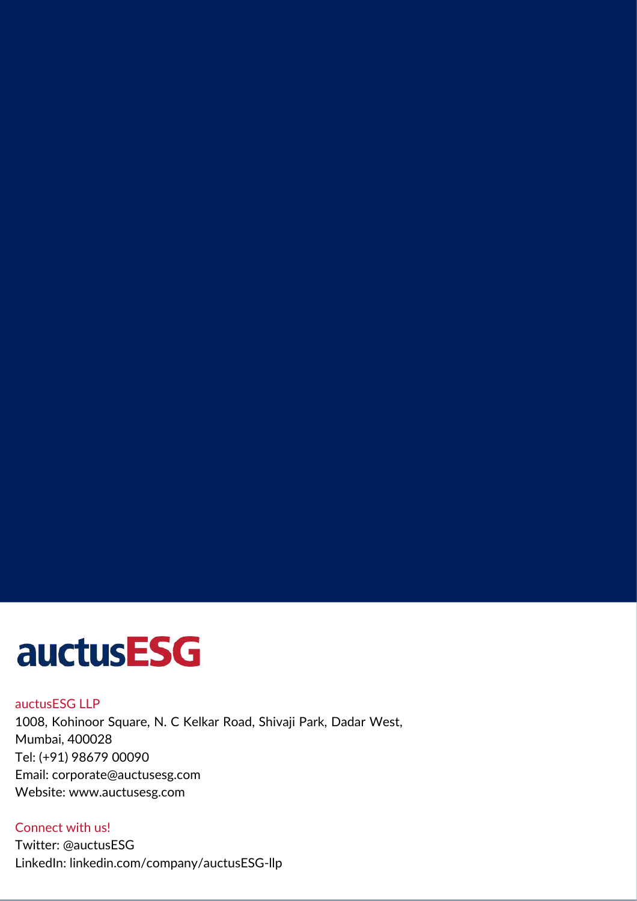auctusESG

auctusESG LLP
1008, Kohinoor Square, N. C Kelkar Road, Shivaji Park, Dadar West,
Mumbai, 400028
Tel: (+91) 98679 00090
Email: corporate@auctusesg.com
Website: www.auctusesg.com

Connect with us!
Twitter: @auctusESG
LinkedIn: linkedin.com/company/auctusESG-llp